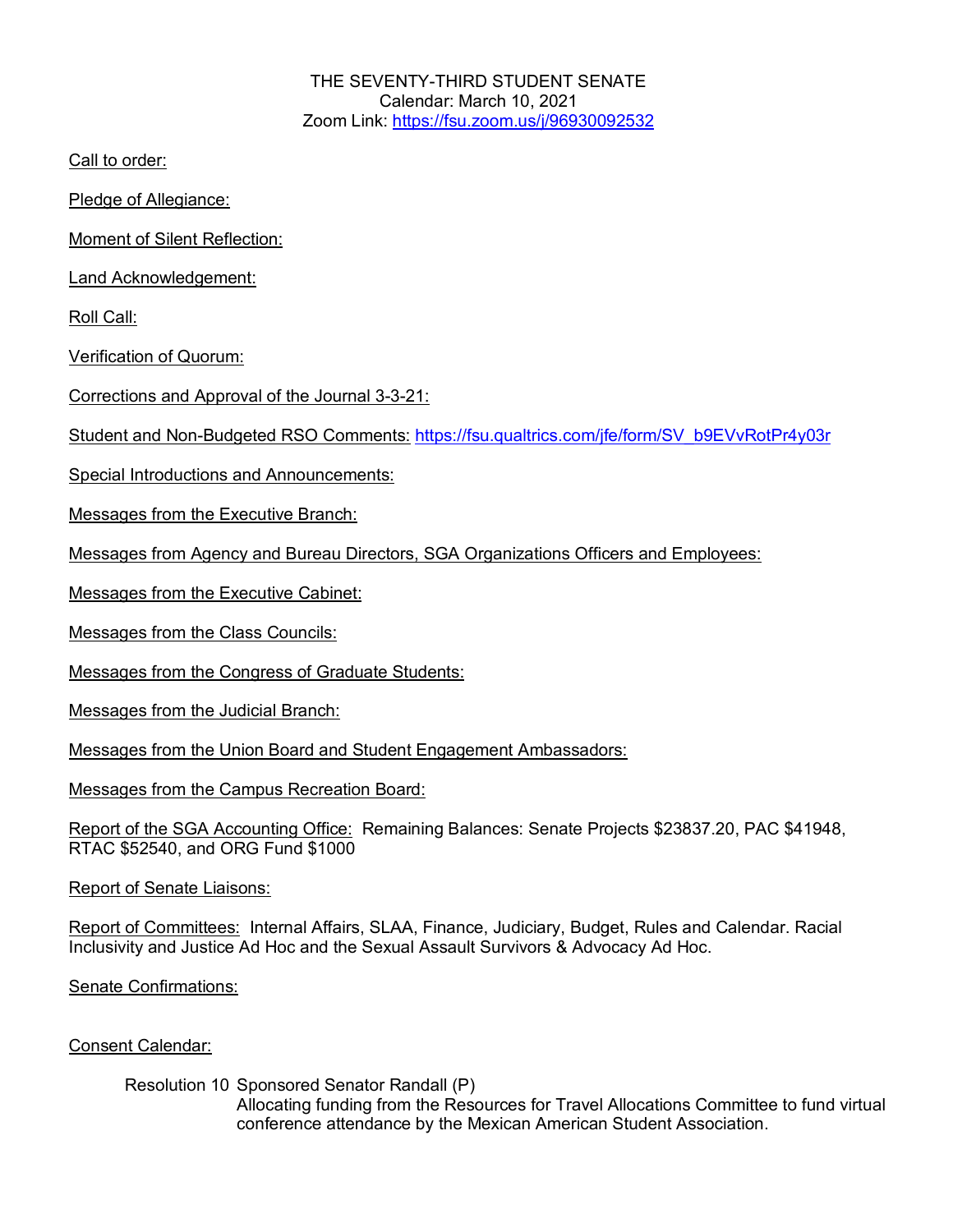THE SEVENTY-THIRD STUDENT SENATE
Calendar: March 10, 2021
Zoom Link: https://fsu.zoom.us/j/96930092532

Call to order:

Pledge of Allegiance:

Moment of Silent Reflection:

Land Acknowledgement:

Roll Call:

Verification of Quorum:

Corrections and Approval of the Journal 3-3-21:

Student and Non-Budgeted RSO Comments: https://fsu.qualtrics.com/jfe/form/SV_b9EVvRotPr4y03r

Special Introductions and Announcements:

Messages from the Executive Branch:

Messages from Agency and Bureau Directors, SGA Organizations Officers and Employees:

Messages from the Executive Cabinet:

Messages from the Class Councils:

Messages from the Congress of Graduate Students:

Messages from the Judicial Branch:

Messages from the Union Board and Student Engagement Ambassadors:

Messages from the Campus Recreation Board:

Report of the SGA Accounting Office: Remaining Balances: Senate Projects $23837.20, PAC $41948, RTAC $52540, and ORG Fund $1000

Report of Senate Liaisons:

Report of Committees: Internal Affairs, SLAA, Finance, Judiciary, Budget, Rules and Calendar. Racial Inclusivity and Justice Ad Hoc and the Sexual Assault Survivors & Advocacy Ad Hoc.

Senate Confirmations:

Consent Calendar:

Resolution 10 Sponsored Senator Randall (P)
Allocating funding from the Resources for Travel Allocations Committee to fund virtual conference attendance by the Mexican American Student Association.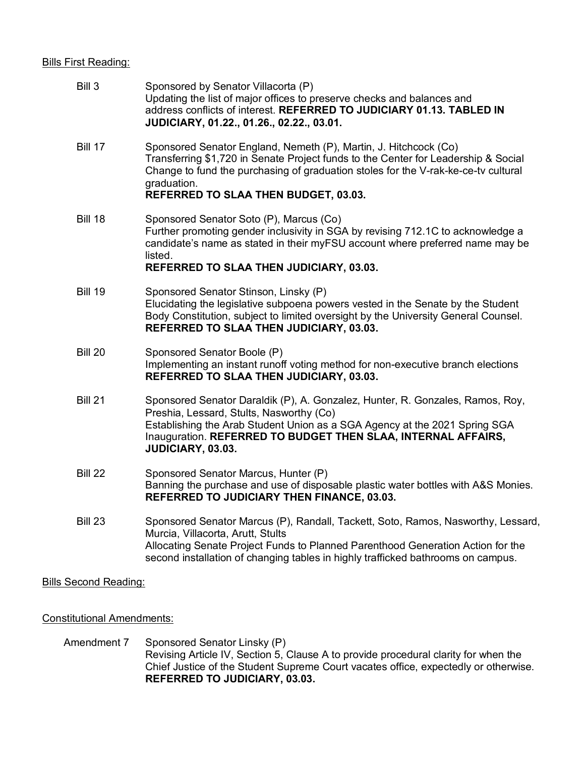Bills First Reading:

Bill 3
Sponsored by Senator Villacorta (P)
Updating the list of major offices to preserve checks and balances and address conflicts of interest. **REFERRED TO JUDICIARY 01.13. TABLED IN JUDICIARY, 01.22., 01.26., 02.22., 03.01.**

Bill 17
Sponsored Senator England, Nemeth (P), Martin, J. Hitchcock (Co)
Transferring $1,720 in Senate Project funds to the Center for Leadership & Social Change to fund the purchasing of graduation stoles for the V-rak-ke-ce-tv cultural graduation.
**REFERRED TO SLAA THEN BUDGET, 03.03.**

Bill 18
Sponsored Senator Soto (P), Marcus (Co)
Further promoting gender inclusivity in SGA by revising 712.1C to acknowledge a candidate's name as stated in their myFSU account where preferred name may be listed.
**REFERRED TO SLAA THEN JUDICIARY, 03.03.**

Bill 19
Sponsored Senator Stinson, Linsky (P)
Elucidating the legislative subpoena powers vested in the Senate by the Student Body Constitution, subject to limited oversight by the University General Counsel.
**REFERRED TO SLAA THEN JUDICIARY, 03.03.**

Bill 20
Sponsored Senator Boole (P)
Implementing an instant runoff voting method for non-executive branch elections
**REFERRED TO SLAA THEN JUDICIARY, 03.03.**

Bill 21
Sponsored Senator Daraldik (P), A. Gonzalez, Hunter, R. Gonzales, Ramos, Roy, Preshia, Lessard, Stults, Nasworthy (Co)
Establishing the Arab Student Union as a SGA Agency at the 2021 Spring SGA Inauguration. **REFERRED TO BUDGET THEN SLAA, INTERNAL AFFAIRS, JUDICIARY, 03.03.**

Bill 22
Sponsored Senator Marcus, Hunter (P)
Banning the purchase and use of disposable plastic water bottles with A&S Monies.
**REFERRED TO JUDICIARY THEN FINANCE, 03.03.**

Bill 23
Sponsored Senator Marcus (P), Randall, Tackett, Soto, Ramos, Nasworthy, Lessard, Murcia, Villacorta, Arutt, Stults
Allocating Senate Project Funds to Planned Parenthood Generation Action for the second installation of changing tables in highly trafficked bathrooms on campus.

Bills Second Reading:

Constitutional Amendments:

Amendment 7
Sponsored Senator Linsky (P)
Revising Article IV, Section 5, Clause A to provide procedural clarity for when the Chief Justice of the Student Supreme Court vacates office, expectedly or otherwise.
**REFERRED TO JUDICIARY, 03.03.**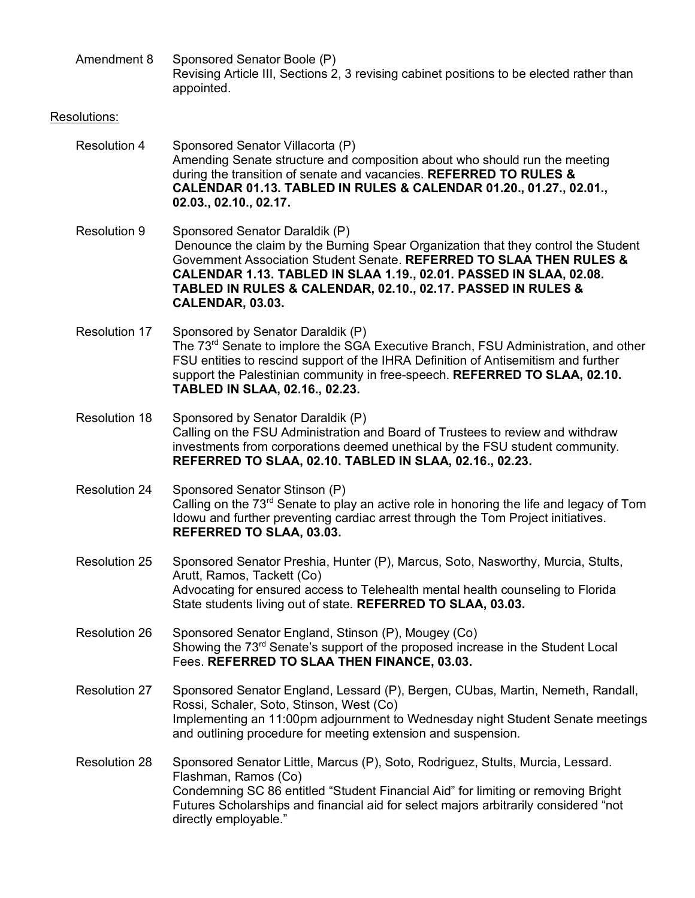Amendment 8 Sponsored Senator Boole (P)
Revising Article III, Sections 2, 3 revising cabinet positions to be elected rather than appointed.

Resolutions:

Resolution 4 Sponsored Senator Villacorta (P)
Amending Senate structure and composition about who should run the meeting during the transition of senate and vacancies. **REFERRED TO RULES & CALENDAR 01.13. TABLED IN RULES & CALENDAR 01.20., 01.27., 02.01., 02.03., 02.10., 02.17.**

Resolution 9 Sponsored Senator Daraldik (P)
Denounce the claim by the Burning Spear Organization that they control the Student Government Association Student Senate. **REFERRED TO SLAA THEN RULES & CALENDAR 1.13. TABLED IN SLAA 1.19., 02.01. PASSED IN SLAA, 02.08. TABLED IN RULES & CALENDAR, 02.10., 02.17. PASSED IN RULES & CALENDAR, 03.03.**

Resolution 17 Sponsored by Senator Daraldik (P)
The 73rd Senate to implore the SGA Executive Branch, FSU Administration, and other FSU entities to rescind support of the IHRA Definition of Antisemitism and further support the Palestinian community in free-speech. **REFERRED TO SLAA, 02.10. TABLED IN SLAA, 02.16., 02.23.**

Resolution 18 Sponsored by Senator Daraldik (P)
Calling on the FSU Administration and Board of Trustees to review and withdraw investments from corporations deemed unethical by the FSU student community. **REFERRED TO SLAA, 02.10. TABLED IN SLAA, 02.16., 02.23.**

Resolution 24 Sponsored Senator Stinson (P)
Calling on the 73rd Senate to play an active role in honoring the life and legacy of Tom Idowu and further preventing cardiac arrest through the Tom Project initiatives. **REFERRED TO SLAA, 03.03.**

Resolution 25 Sponsored Senator Preshia, Hunter (P), Marcus, Soto, Nasworthy, Murcia, Stults, Arutt, Ramos, Tackett (Co)
Advocating for ensured access to Telehealth mental health counseling to Florida State students living out of state. **REFERRED TO SLAA, 03.03.**

Resolution 26 Sponsored Senator England, Stinson (P), Mougey (Co)
Showing the 73rd Senate's support of the proposed increase in the Student Local Fees. **REFERRED TO SLAA THEN FINANCE, 03.03.**

Resolution 27 Sponsored Senator England, Lessard (P), Bergen, CUbas, Martin, Nemeth, Randall, Rossi, Schaler, Soto, Stinson, West (Co)
Implementing an 11:00pm adjournment to Wednesday night Student Senate meetings and outlining procedure for meeting extension and suspension.

Resolution 28 Sponsored Senator Little, Marcus (P), Soto, Rodriguez, Stults, Murcia, Lessard. Flashman, Ramos (Co)
Condemning SC 86 entitled "Student Financial Aid" for limiting or removing Bright Futures Scholarships and financial aid for select majors arbitrarily considered "not directly employable."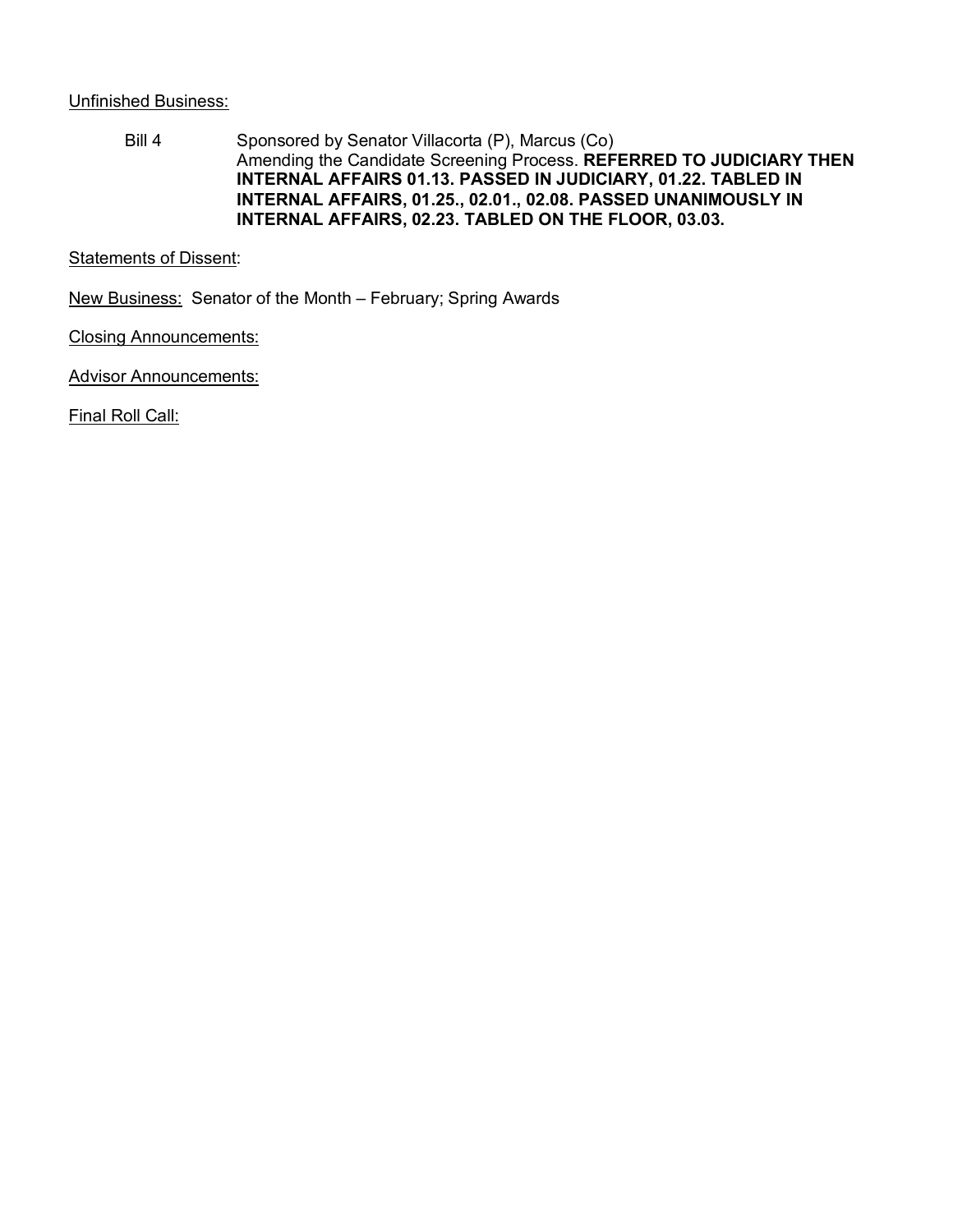<u>Unfinished Business:</u>

Bill 4 Sponsored by Senator Villacorta (P), Marcus (Co)
Amending the Candidate Screening Process. **REFERRED TO JUDICIARY THEN INTERNAL AFFAIRS 01.13. PASSED IN JUDICIARY, 01.22. TABLED IN INTERNAL AFFAIRS, 01.25., 02.01., 02.08. PASSED UNANIMOUSLY IN INTERNAL AFFAIRS, 02.23. TABLED ON THE FLOOR, 03.03.**

<u>Statements of Dissent</u>:

<u>New Business:</u> Senator of the Month – February; Spring Awards

<u>Closing Announcements:</u>

<u>Advisor Announcements:</u>

<u>Final Roll Call:</u>